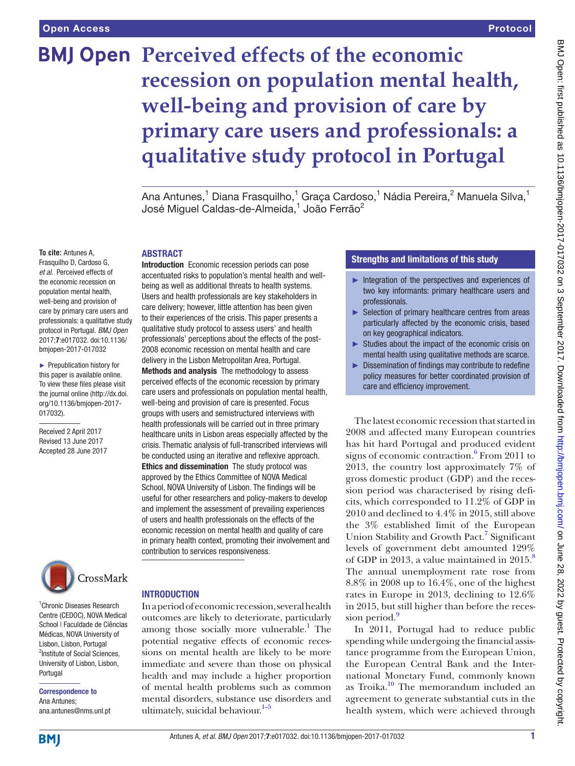# Perceived effects of the economic recession on population mental health, well-being and provision of care by primary care users and professionals: a qualitative study protocol in Portugal

Ana Antunes,[1] Diana Frasquilho,[1] Graça Cardoso,[1] Nádia Pereira,[2] Manuela Silva,[1] José Miguel Caldas-de-Almeida,[1] João Ferrão[2]

**To cite:** Antunes A, Frasquilho D, Cardoso G, *et al*. Perceived effects of the economic recession on population mental health, well-being and provision of care by primary care users and professionals: a qualitative study protocol in Portugal. *BMJ Open* 2017;**7**:e017032. doi:10.1136/bmjopen-2017-017032

► Prepublication history for this paper is available online. To view these files please visit the journal online (http://dx.doi.org/10.1136/bmjopen-2017-017032).

Received 2 April 2017
Revised 13 June 2017
Accepted 28 June 2017

[1]Chronic Diseases Research Centre (CEDOC), NOVA Medical School | Faculdade de Ciências Médicas, NOVA University of Lisbon, Lisbon, Portugal
[2]Institute of Social Sciences, University of Lisbon, Lisbon, Portugal

**Correspondence to**
Ana Antunes;
ana.antunes@nms.unl.pt

## ABSTRACT

**Introduction** Economic recession periods can pose accentuated risks to population's mental health and well-being as well as additional threats to health systems. Users and health professionals are key stakeholders in care delivery; however, little attention has been given to their experiences of the crisis. This paper presents a qualitative study protocol to assess users' and health professionals' perceptions about the effects of the post-2008 economic recession on mental health and care delivery in the Lisbon Metropolitan Area, Portugal.

**Methods and analysis** The methodology to assess perceived effects of the economic recession by primary care users and professionals on population mental health, well-being and provision of care is presented. Focus groups with users and semistructured interviews with health professionals will be carried out in three primary healthcare units in Lisbon areas especially affected by the crisis. Thematic analysis of full-transcribed interviews will be conducted using an iterative and reflexive approach.

**Ethics and dissemination** The study protocol was approved by the Ethics Committee of NOVA Medical School, NOVA University of Lisbon. The findings will be useful for other researchers and policy-makers to develop and implement the assessment of prevailing experiences of users and health professionals on the effects of the economic recession on mental health and quality of care in primary health context, promoting their involvement and contribution to services responsiveness.

## Strengths and limitations of this study

- ► Integration of the perspectives and experiences of two key informants: primary healthcare users and professionals.
- ► Selection of primary healthcare centres from areas particularly affected by the economic crisis, based on key geographical indicators.
- ► Studies about the impact of the economic crisis on mental health using qualitative methods are scarce.
- ► Dissemination of findings may contribute to redefine policy measures for better coordinated provision of care and efficiency improvement.

## INTRODUCTION

In a period of economic recession, several health outcomes are likely to deteriorate, particularly among those socially more vulnerable.[1] The potential negative effects of economic recessions on mental health are likely to be more immediate and severe than those on physical health and may include a higher proportion of mental health problems such as common mental disorders, substance use disorders and ultimately, suicidal behaviour.[1–5]

The latest economic recession that started in 2008 and affected many European countries has hit hard Portugal and produced evident signs of economic contraction.[6] From 2011 to 2013, the country lost approximately 7% of gross domestic product (GDP) and the recession period was characterised by rising deficits, which corresponded to 11.2% of GDP in 2010 and declined to 4.4% in 2015, still above the 3% established limit of the European Union Stability and Growth Pact.[7] Significant levels of government debt amounted 129% of GDP in 2013, a value maintained in 2015.[8] The annual unemployment rate rose from 8.8% in 2008 up to 16.4%, one of the highest rates in Europe in 2013, declining to 12.6% in 2015, but still higher than before the recession period.[9]

In 2011, Portugal had to reduce public spending while undergoing the financial assistance programme from the European Union, the European Central Bank and the International Monetary Fund, commonly known as Troika.[10] The memorandum included an agreement to generate substantial cuts in the health system, which were achieved through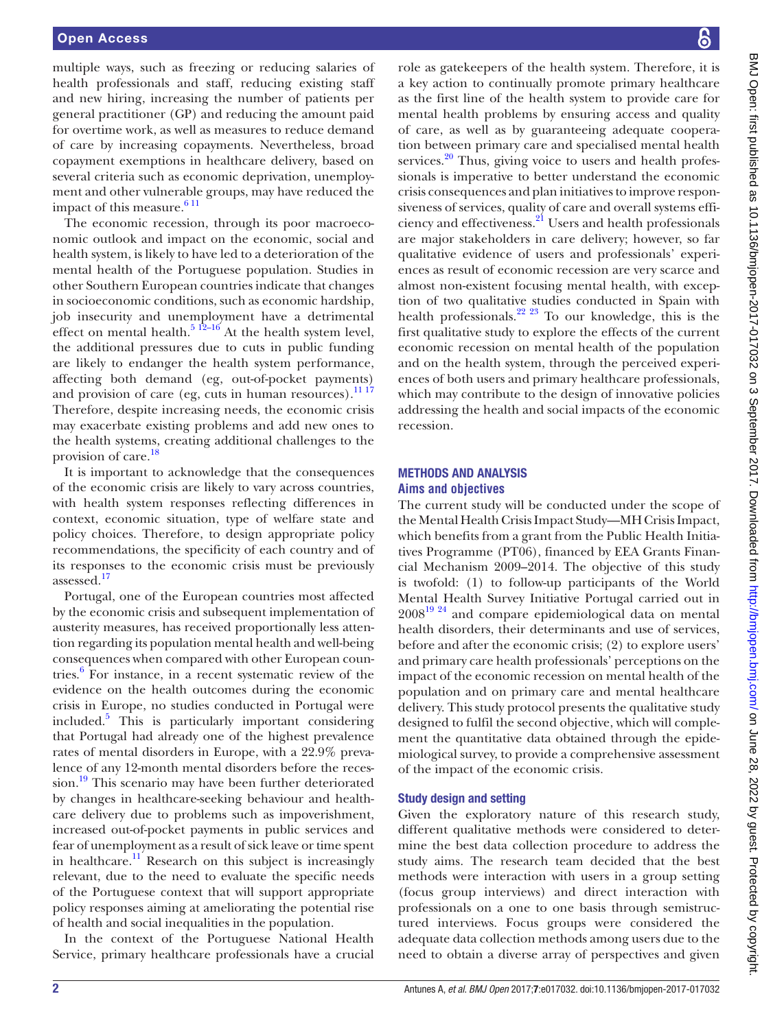multiple ways, such as freezing or reducing salaries of health professionals and staff, reducing existing staff and new hiring, increasing the number of patients per general practitioner (GP) and reducing the amount paid for overtime work, as well as measures to reduce demand of care by increasing copayments. Nevertheless, broad copayment exemptions in healthcare delivery, based on several criteria such as economic deprivation, unemployment and other vulnerable groups, may have reduced the impact of this measure.[6 11]

The economic recession, through its poor macroeconomic outlook and impact on the economic, social and health system, is likely to have led to a deterioration of the mental health of the Portuguese population. Studies in other Southern European countries indicate that changes in socioeconomic conditions, such as economic hardship, job insecurity and unemployment have a detrimental effect on mental health.[5 12–16] At the health system level, the additional pressures due to cuts in public funding are likely to endanger the health system performance, affecting both demand (eg, out-of-pocket payments) and provision of care (eg, cuts in human resources).[11 17] Therefore, despite increasing needs, the economic crisis may exacerbate existing problems and add new ones to the health systems, creating additional challenges to the provision of care.[18]

It is important to acknowledge that the consequences of the economic crisis are likely to vary across countries, with health system responses reflecting differences in context, economic situation, type of welfare state and policy choices. Therefore, to design appropriate policy recommendations, the specificity of each country and of its responses to the economic crisis must be previously assessed.[17]

Portugal, one of the European countries most affected by the economic crisis and subsequent implementation of austerity measures, has received proportionally less attention regarding its population mental health and well-being consequences when compared with other European countries.[6] For instance, in a recent systematic review of the evidence on the health outcomes during the economic crisis in Europe, no studies conducted in Portugal were included.[5] This is particularly important considering that Portugal had already one of the highest prevalence rates of mental disorders in Europe, with a 22.9% prevalence of any 12-month mental disorders before the recession.[19] This scenario may have been further deteriorated by changes in healthcare-seeking behaviour and healthcare delivery due to problems such as impoverishment, increased out-of-pocket payments in public services and fear of unemployment as a result of sick leave or time spent in healthcare.[11] Research on this subject is increasingly relevant, due to the need to evaluate the specific needs of the Portuguese context that will support appropriate policy responses aiming at ameliorating the potential rise of health and social inequalities in the population.

In the context of the Portuguese National Health Service, primary healthcare professionals have a crucial role as gatekeepers of the health system. Therefore, it is a key action to continually promote primary healthcare as the first line of the health system to provide care for mental health problems by ensuring access and quality of care, as well as by guaranteeing adequate cooperation between primary care and specialised mental health services.[20] Thus, giving voice to users and health professionals is imperative to better understand the economic crisis consequences and plan initiatives to improve responsiveness of services, quality of care and overall systems efficiency and effectiveness.[21] Users and health professionals are major stakeholders in care delivery; however, so far qualitative evidence of users and professionals' experiences as result of economic recession are very scarce and almost non-existent focusing mental health, with exception of two qualitative studies conducted in Spain with health professionals.[22 23] To our knowledge, this is the first qualitative study to explore the effects of the current economic recession on mental health of the population and on the health system, through the perceived experiences of both users and primary healthcare professionals, which may contribute to the design of innovative policies addressing the health and social impacts of the economic recession.

## METHODS AND ANALYSIS

### Aims and objectives

The current study will be conducted under the scope of the Mental Health Crisis Impact Study—MH Crisis Impact, which benefits from a grant from the Public Health Initiatives Programme (PT06), financed by EEA Grants Financial Mechanism 2009–2014. The objective of this study is twofold: (1) to follow-up participants of the World Mental Health Survey Initiative Portugal carried out in 2008[19 24] and compare epidemiological data on mental health disorders, their determinants and use of services, before and after the economic crisis; (2) to explore users' and primary care health professionals' perceptions on the impact of the economic recession on mental health of the population and on primary care and mental healthcare delivery. This study protocol presents the qualitative study designed to fulfil the second objective, which will complement the quantitative data obtained through the epidemiological survey, to provide a comprehensive assessment of the impact of the economic crisis.

### Study design and setting

Given the exploratory nature of this research study, different qualitative methods were considered to determine the best data collection procedure to address the study aims. The research team decided that the best methods were interaction with users in a group setting (focus group interviews) and direct interaction with professionals on a one to one basis through semistructured interviews. Focus groups were considered the adequate data collection methods among users due to the need to obtain a diverse array of perspectives and given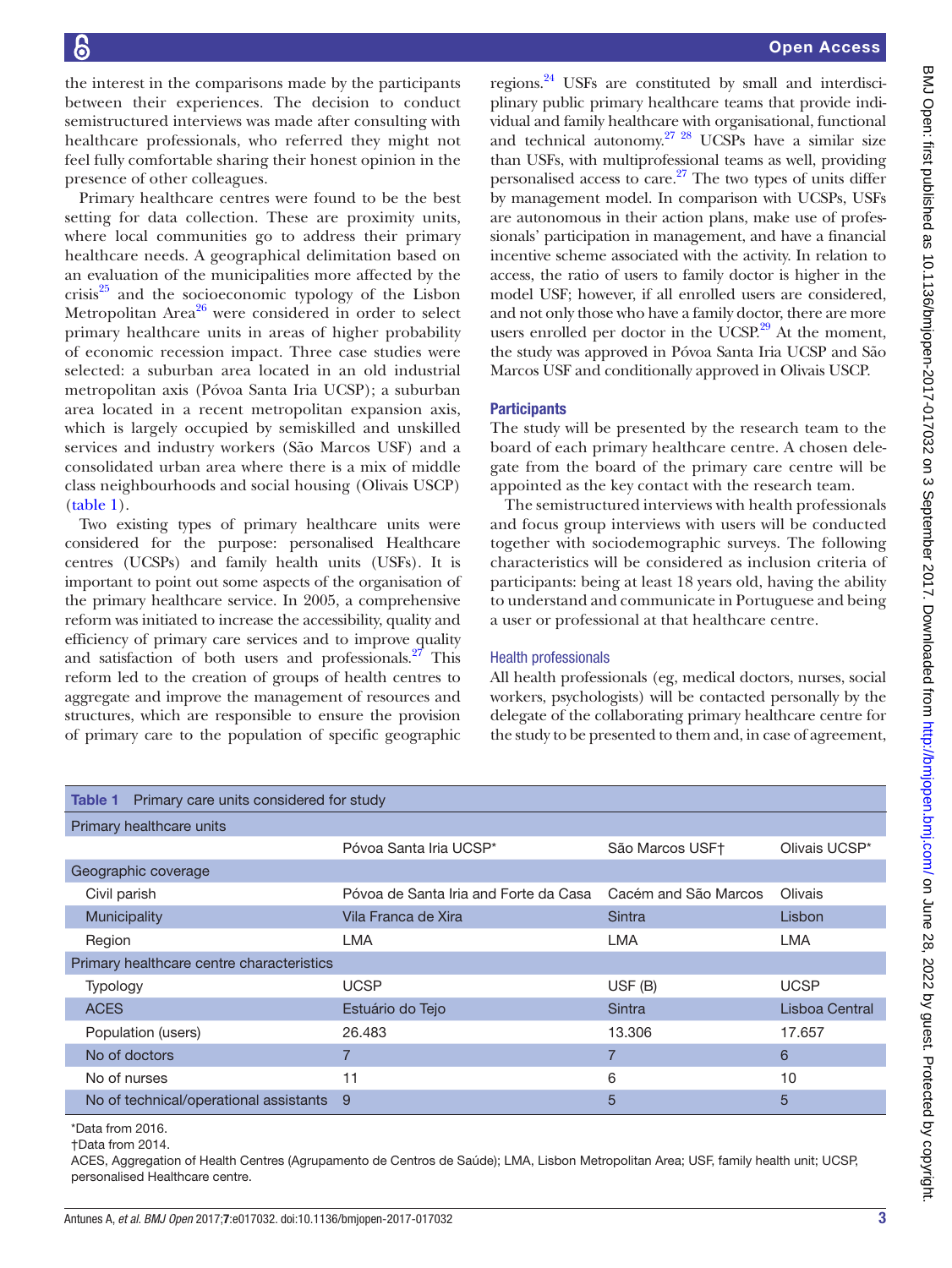the interest in the comparisons made by the participants between their experiences. The decision to conduct semistructured interviews was made after consulting with healthcare professionals, who referred they might not feel fully comfortable sharing their honest opinion in the presence of other colleagues.

Primary healthcare centres were found to be the best setting for data collection. These are proximity units, where local communities go to address their primary healthcare needs. A geographical delimitation based on an evaluation of the municipalities more affected by the crisis[25] and the socioeconomic typology of the Lisbon Metropolitan Area[26] were considered in order to select primary healthcare units in areas of higher probability of economic recession impact. Three case studies were selected: a suburban area located in an old industrial metropolitan axis (Póvoa Santa Iria UCSP); a suburban area located in a recent metropolitan expansion axis, which is largely occupied by semiskilled and unskilled services and industry workers (São Marcos USF) and a consolidated urban area where there is a mix of middle class neighbourhoods and social housing (Olivais USCP) (table 1).

Two existing types of primary healthcare units were considered for the purpose: personalised Healthcare centres (UCSPs) and family health units (USFs). It is important to point out some aspects of the organisation of the primary healthcare service. In 2005, a comprehensive reform was initiated to increase the accessibility, quality and efficiency of primary care services and to improve quality and satisfaction of both users and professionals.[27] This reform led to the creation of groups of health centres to aggregate and improve the management of resources and structures, which are responsible to ensure the provision of primary care to the population of specific geographic regions.[24] USFs are constituted by small and interdisciplinary public primary healthcare teams that provide individual and family healthcare with organisational, functional and technical autonomy.[27 28] UCSPs have a similar size than USFs, with multiprofessional teams as well, providing personalised access to care.[27] The two types of units differ by management model. In comparison with UCSPs, USFs are autonomous in their action plans, make use of professionals' participation in management, and have a financial incentive scheme associated with the activity. In relation to access, the ratio of users to family doctor is higher in the model USF; however, if all enrolled users are considered, and not only those who have a family doctor, there are more users enrolled per doctor in the UCSP.[29] At the moment, the study was approved in Póvoa Santa Iria UCSP and São Marcos USF and conditionally approved in Olivais USCP.

## Participants

The study will be presented by the research team to the board of each primary healthcare centre. A chosen delegate from the board of the primary care centre will be appointed as the key contact with the research team.

The semistructured interviews with health professionals and focus group interviews with users will be conducted together with sociodemographic surveys. The following characteristics will be considered as inclusion criteria of participants: being at least 18 years old, having the ability to understand and communicate in Portuguese and being a user or professional at that healthcare centre.

### Health professionals

All health professionals (eg, medical doctors, nurses, social workers, psychologists) will be contacted personally by the delegate of the collaborating primary healthcare centre for the study to be presented to them and, in case of agreement,

**Table 1** Primary care units considered for study

| Primary healthcare units | | | |
|---|---|---|---|
| | Póvoa Santa Iria UCSP* | São Marcos USF† | Olivais UCSP* |
| **Geographic coverage** | | | |
| Civil parish | Póvoa de Santa Iria and Forte da Casa | Cacém and São Marcos | Olivais |
| Municipality | Vila Franca de Xira | Sintra | Lisbon |
| Region | LMA | LMA | LMA |
| **Primary healthcare centre characteristics** | | | |
| Typology | UCSP | USF (B) | UCSP |
| ACES | Estuário do Tejo | Sintra | Lisboa Central |
| Population (users) | 26.483 | 13.306 | 17.657 |
| No of doctors | 7 | 7 | 6 |
| No of nurses | 11 | 6 | 10 |
| No of technical/operational assistants | 9 | 5 | 5 |

*Data from 2016.
†Data from 2014.
ACES, Aggregation of Health Centres (Agrupamento de Centros de Saúde); LMA, Lisbon Metropolitan Area; USF, family health unit; UCSP, personalised Healthcare centre.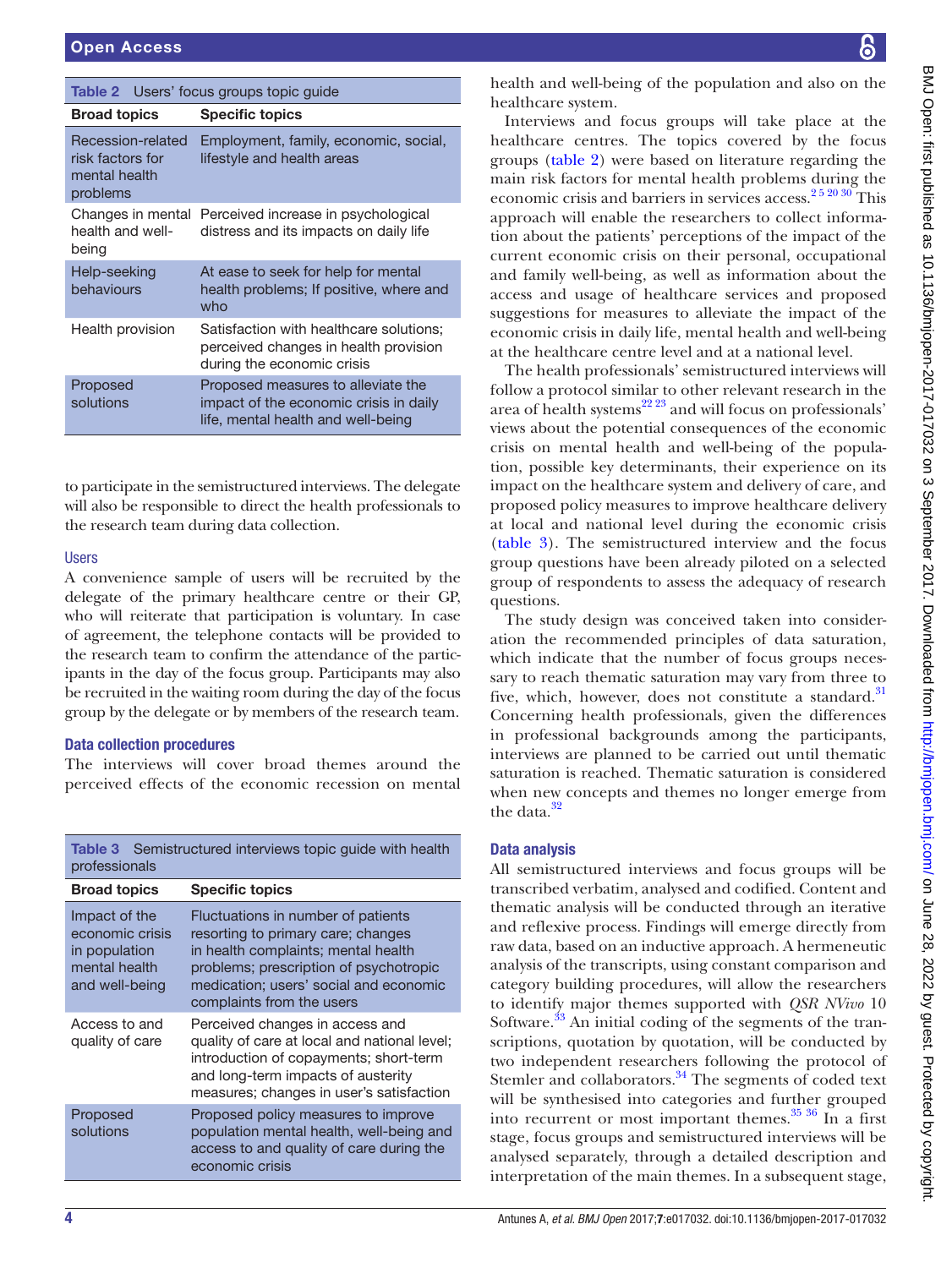**Table 2** Users' focus groups topic guide

| Broad topics | Specific topics |
|---|---|
| Recession-related risk factors for mental health problems | Employment, family, economic, social, lifestyle and health areas |
| Changes in mental health and well-being | Perceived increase in psychological distress and its impacts on daily life |
| Help-seeking behaviours | At ease to seek for help for mental health problems; If positive, where and who |
| Health provision | Satisfaction with healthcare solutions; perceived changes in health provision during the economic crisis |
| Proposed solutions | Proposed measures to alleviate the impact of the economic crisis in daily life, mental health and well-being |

to participate in the semistructured interviews. The delegate will also be responsible to direct the health professionals to the research team during data collection.

### Users

A convenience sample of users will be recruited by the delegate of the primary healthcare centre or their GP, who will reiterate that participation is voluntary. In case of agreement, the telephone contacts will be provided to the research team to confirm the attendance of the participants in the day of the focus group. Participants may also be recruited in the waiting room during the day of the focus group by the delegate or by members of the research team.

## Data collection procedures

The interviews will cover broad themes around the perceived effects of the economic recession on mental health and well-being of the population and also on the healthcare system.

Interviews and focus groups will take place at the healthcare centres. The topics covered by the focus groups (table 2) were based on literature regarding the main risk factors for mental health problems during the economic crisis and barriers in services access.[2 5 20 30] This approach will enable the researchers to collect information about the patients' perceptions of the impact of the current economic crisis on their personal, occupational and family well-being, as well as information about the access and usage of healthcare services and proposed suggestions for measures to alleviate the impact of the economic crisis in daily life, mental health and well-being at the healthcare centre level and at a national level.

The health professionals' semistructured interviews will follow a protocol similar to other relevant research in the area of health systems[22 23] and will focus on professionals' views about the potential consequences of the economic crisis on mental health and well-being of the population, possible key determinants, their experience on its impact on the healthcare system and delivery of care, and proposed policy measures to improve healthcare delivery at local and national level during the economic crisis (table 3). The semistructured interview and the focus group questions have been already piloted on a selected group of respondents to assess the adequacy of research questions.

The study design was conceived taken into consideration the recommended principles of data saturation, which indicate that the number of focus groups necessary to reach thematic saturation may vary from three to five, which, however, does not constitute a standard.[31] Concerning health professionals, given the differences in professional backgrounds among the participants, interviews are planned to be carried out until thematic saturation is reached. Thematic saturation is considered when new concepts and themes no longer emerge from the data.[32]

**Table 3** Semistructured interviews topic guide with health professionals

| Broad topics | Specific topics |
|---|---|
| Impact of the economic crisis in population mental health and well-being | Fluctuations in number of patients resorting to primary care; changes in health complaints; mental health problems; prescription of psychotropic medication; users' social and economic complaints from the users |
| Access to and quality of care | Perceived changes in access and quality of care at local and national level; introduction of copayments; short-term and long-term impacts of austerity measures; changes in user's satisfaction |
| Proposed solutions | Proposed policy measures to improve population mental health, well-being and access to and quality of care during the economic crisis |

## Data analysis

All semistructured interviews and focus groups will be transcribed verbatim, analysed and codified. Content and thematic analysis will be conducted through an iterative and reflexive process. Findings will emerge directly from raw data, based on an inductive approach. A hermeneutic analysis of the transcripts, using constant comparison and category building procedures, will allow the researchers to identify major themes supported with *QSR NVivo* 10 Software.[33] An initial coding of the segments of the transcriptions, quotation by quotation, will be conducted by two independent researchers following the protocol of Stemler and collaborators.[34] The segments of coded text will be synthesised into categories and further grouped into recurrent or most important themes.[35 36] In a first stage, focus groups and semistructured interviews will be analysed separately, through a detailed description and interpretation of the main themes. In a subsequent stage,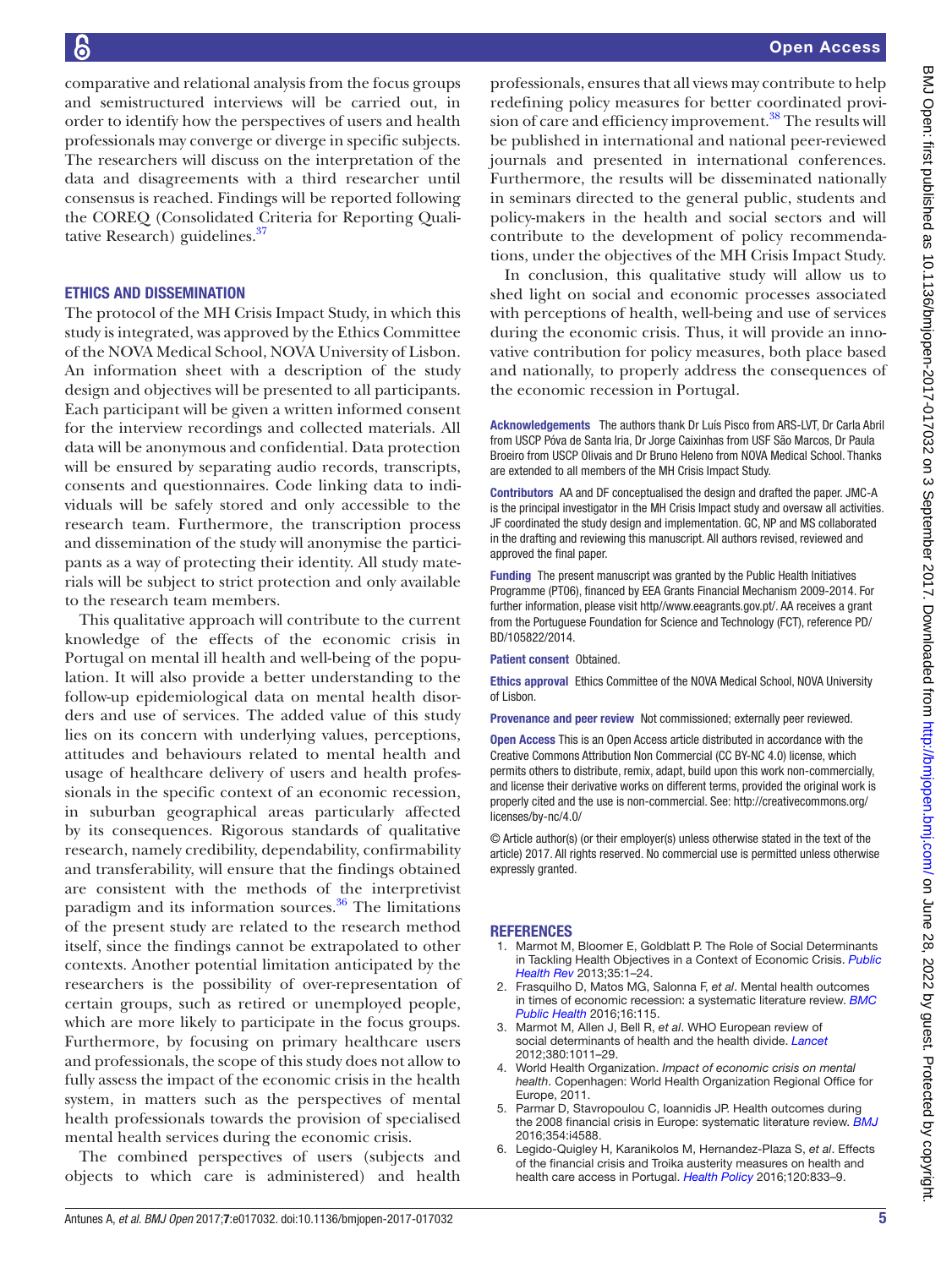comparative and relational analysis from the focus groups and semistructured interviews will be carried out, in order to identify how the perspectives of users and health professionals may converge or diverge in specific subjects. The researchers will discuss on the interpretation of the data and disagreements with a third researcher until consensus is reached. Findings will be reported following the COREQ (Consolidated Criteria for Reporting Qualitative Research) guidelines.[37]

## ETHICS AND DISSEMINATION

The protocol of the MH Crisis Impact Study, in which this study is integrated, was approved by the Ethics Committee of the NOVA Medical School, NOVA University of Lisbon. An information sheet with a description of the study design and objectives will be presented to all participants. Each participant will be given a written informed consent for the interview recordings and collected materials. All data will be anonymous and confidential. Data protection will be ensured by separating audio records, transcripts, consents and questionnaires. Code linking data to individuals will be safely stored and only accessible to the research team. Furthermore, the transcription process and dissemination of the study will anonymise the participants as a way of protecting their identity. All study materials will be subject to strict protection and only available to the research team members.

This qualitative approach will contribute to the current knowledge of the effects of the economic crisis in Portugal on mental ill health and well-being of the population. It will also provide a better understanding to the follow-up epidemiological data on mental health disorders and use of services. The added value of this study lies on its concern with underlying values, perceptions, attitudes and behaviours related to mental health and usage of healthcare delivery of users and health professionals in the specific context of an economic recession, in suburban geographical areas particularly affected by its consequences. Rigorous standards of qualitative research, namely credibility, dependability, confirmability and transferability, will ensure that the findings obtained are consistent with the methods of the interpretivist paradigm and its information sources.[36] The limitations of the present study are related to the research method itself, since the findings cannot be extrapolated to other contexts. Another potential limitation anticipated by the researchers is the possibility of over-representation of certain groups, such as retired or unemployed people, which are more likely to participate in the focus groups. Furthermore, by focusing on primary healthcare users and professionals, the scope of this study does not allow to fully assess the impact of the economic crisis in the health system, in matters such as the perspectives of mental health professionals towards the provision of specialised mental health services during the economic crisis.

The combined perspectives of users (subjects and objects to which care is administered) and health professionals, ensures that all views may contribute to help redefining policy measures for better coordinated provision of care and efficiency improvement.[38] The results will be published in international and national peer-reviewed journals and presented in international conferences. Furthermore, the results will be disseminated nationally in seminars directed to the general public, students and policy-makers in the health and social sectors and will contribute to the development of policy recommendations, under the objectives of the MH Crisis Impact Study.

In conclusion, this qualitative study will allow us to shed light on social and economic processes associated with perceptions of health, well-being and use of services during the economic crisis. Thus, it will provide an innovative contribution for policy measures, both place based and nationally, to properly address the consequences of the economic recession in Portugal.

**Acknowledgements** The authors thank Dr Luís Pisco from ARS-LVT, Dr Carla Abril from USCP Póva de Santa Iria, Dr Jorge Caixinhas from USF São Marcos, Dr Paula Broeiro from USCP Olivais and Dr Bruno Heleno from NOVA Medical School. Thanks are extended to all members of the MH Crisis Impact Study.

**Contributors** AA and DF conceptualised the design and drafted the paper. JMC-A is the principal investigator in the MH Crisis Impact study and oversaw all activities. JF coordinated the study design and implementation. GC, NP and MS collaborated in the drafting and reviewing this manuscript. All authors revised, reviewed and approved the final paper.

**Funding** The present manuscript was granted by the Public Health Initiatives Programme (PT06), financed by EEA Grants Financial Mechanism 2009-2014. For further information, please visit http//www.eeagrants.gov.pt/. AA receives a grant from the Portuguese Foundation for Science and Technology (FCT), reference PD/BD/105822/2014.

**Patient consent** Obtained.

**Ethics approval** Ethics Committee of the NOVA Medical School, NOVA University of Lisbon.

**Provenance and peer review** Not commissioned; externally peer reviewed.

**Open Access** This is an Open Access article distributed in accordance with the Creative Commons Attribution Non Commercial (CC BY-NC 4.0) license, which permits others to distribute, remix, adapt, build upon this work non-commercially, and license their derivative works on different terms, provided the original work is properly cited and the use is non-commercial. See: http://creativecommons.org/licenses/by-nc/4.0/

© Article author(s) (or their employer(s) unless otherwise stated in the text of the article) 2017. All rights reserved. No commercial use is permitted unless otherwise expressly granted.

## REFERENCES

1. Marmot M, Bloomer E, Goldblatt P. The Role of Social Determinants in Tackling Health Objectives in a Context of Economic Crisis. *Public Health Rev* 2013;35:1–24.
2. Frasquilho D, Matos MG, Salonna F, *et al*. Mental health outcomes in times of economic recession: a systematic literature review. *BMC Public Health* 2016;16:115.
3. Marmot M, Allen J, Bell R, *et al*. WHO European review of social determinants of health and the health divide. *Lancet* 2012;380:1011–29.
4. World Health Organization. *Impact of economic crisis on mental health*. Copenhagen: World Health Organization Regional Office for Europe, 2011.
5. Parmar D, Stavropoulou C, Ioannidis JP. Health outcomes during the 2008 financial crisis in Europe: systematic literature review. *BMJ* 2016;354:i4588.
6. Legido-Quigley H, Karanikolos M, Hernandez-Plaza S, *et al*. Effects of the financial crisis and Troika austerity measures on health and health care access in Portugal. *Health Policy* 2016;120:833–9.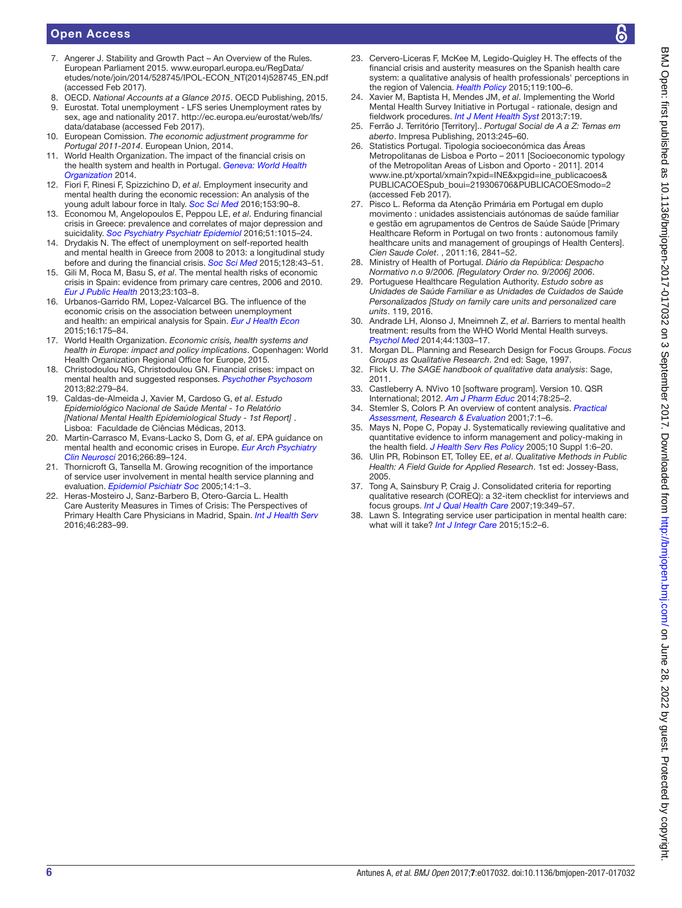7. Angerer J. Stability and Growth Pact – An Overview of the Rules. European Parliament 2015. www.europarl.europa.eu/RegData/etudes/note/join/2014/528745/IPOL-ECON_NT(2014)528745_EN.pdf (accessed Feb 2017).
8. OECD. *National Accounts at a Glance 2015*. OECD Publishing, 2015.
9. Eurostat. Total unemployment - LFS series Unemployment rates by sex, age and nationality 2017. http://ec.europa.eu/eurostat/web/lfs/data/database (accessed Feb 2017).
10. European Comission. *The economic adjustment programme for Portugal 2011-2014*. European Union, 2014.
11. World Health Organization. The impact of the financial crisis on the health system and health in Portugal. *Geneva: World Health Organization* 2014.
12. Fiori F, Rinesi F, Spizzichino D, *et al*. Employment insecurity and mental health during the economic recession: An analysis of the young adult labour force in Italy. *Soc Sci Med* 2016;153:90–8.
13. Economou M, Angelopoulos E, Peppou LE, *et al*. Enduring financial crisis in Greece: prevalence and correlates of major depression and suicidality. *Soc Psychiatry Psychiatr Epidemiol* 2016;51:1015–24.
14. Drydakis N. The effect of unemployment on self-reported health and mental health in Greece from 2008 to 2013: a longitudinal study before and during the financial crisis. *Soc Sci Med* 2015;128:43–51.
15. Gili M, Roca M, Basu S, *et al*. The mental health risks of economic crisis in Spain: evidence from primary care centres, 2006 and 2010. *Eur J Public Health* 2013;23:103–8.
16. Urbanos-Garrido RM, Lopez-Valcarcel BG. The influence of the economic crisis on the association between unemployment and health: an empirical analysis for Spain. *Eur J Health Econ* 2015;16:175–84.
17. World Health Organization. *Economic crisis, health systems and health in Europe: impact and policy implications*. Copenhagen: World Health Organization Regional Office for Europe, 2015.
18. Christodoulou NG, Christodoulou GN. Financial crises: impact on mental health and suggested responses. *Psychother Psychosom* 2013;82:279–84.
19. Caldas-de-Almeida J, Xavier M, Cardoso G, *et al*. *Estudo Epidemiológico Nacional de Saúde Mental - 1o Relatório [National Mental Health Epidemiological Study - 1st Report]* . Lisboa: Faculdade de Ciências Médicas, 2013.
20. Martin-Carrasco M, Evans-Lacko S, Dom G, *et al*. EPA guidance on mental health and economic crises in Europe. *Eur Arch Psychiatry Clin Neurosci* 2016;266:89–124.
21. Thornicroft G, Tansella M. Growing recognition of the importance of service user involvement in mental health service planning and evaluation. *Epidemiol Psichiatr Soc* 2005;14:1–3.
22. Heras-Mosteiro J, Sanz-Barbero B, Otero-Garcia L. Health Care Austerity Measures in Times of Crisis: The Perspectives of Primary Health Care Physicians in Madrid, Spain. *Int J Health Serv* 2016;46:283–99.
23. Cervero-Liceras F, McKee M, Legido-Quigley H. The effects of the financial crisis and austerity measures on the Spanish health care system: a qualitative analysis of health professionals' perceptions in the region of Valencia. *Health Policy* 2015;119:100–6.
24. Xavier M, Baptista H, Mendes JM, *et al*. Implementing the World Mental Health Survey Initiative in Portugal - rationale, design and fieldwork procedures. *Int J Ment Health Syst* 2013;7:19.
25. Ferrão J. Território [Territory].. *Portugal Social de A a Z: Temas em aberto*. Impresa Publishing, 2013:245–60.
26. Statistics Portugal. Tipologia socioeconómica das Áreas Metropolitanas de Lisboa e Porto – 2011 [Socioeconomic typology of the Metropolitan Areas of Lisbon and Oporto - 2011]. 2014 www.ine.pt/xportal/xmain?xpid=INE&xpgid=ine_publicacoes&PUBLICACOESpub_boui=219306706&PUBLICACOESmodo=2 (accessed Feb 2017).
27. Pisco L. Reforma da Atenção Primária em Portugal em duplo movimento : unidades assistenciais autónomas de saúde familiar e gestão em agrupamentos de Centros de Saúde [Primary Healthcare Reform in Portugal on two fronts : autonomous family healthcare units and management of groupings of Health Centers]. *Cien Saude Colet*. , 2011:16, 2841–52.
28. Ministry of Health of Portugal. *Diário da República: Despacho Normativo n.o 9/2006. [Regulatory Order no. 9/2006] 2006*.
29. Portuguese Healthcare Regulation Authority. *Estudo sobre as Unidades de Saúde Familiar e as Unidades de Cuidados de Saúde Personalizados [Study on family care units and personalized care units*. 119, 2016.
30. Andrade LH, Alonso J, Mneimneh Z, *et al*. Barriers to mental health treatment: results from the WHO World Mental Health surveys. *Psychol Med* 2014;44:1303–17.
31. Morgan DL. Planning and Research Design for Focus Groups. *Focus Groups as Qualitative Research*. 2nd ed: Sage, 1997.
32. Flick U. *The SAGE handbook of qualitative data analysis*: Sage, 2011.
33. Castleberry A. NVivo 10 [software program]. Version 10. QSR International; 2012. *Am J Pharm Educ* 2014;78:25–2.
34. Stemler S, Colors P. An overview of content analysis. *Practical Assessment, Research & Evaluation* 2001;7:1–6.
35. Mays N, Pope C, Popay J. Systematically reviewing qualitative and quantitative evidence to inform management and policy-making in the health field. *J Health Serv Res Policy* 2005;10 Suppl 1:6–20.
36. Ulin PR, Robinson ET, Tolley EE, *et al*. *Qualitative Methods in Public Health: A Field Guide for Applied Research*. 1st ed: Jossey-Bass, 2005.
37. Tong A, Sainsbury P, Craig J. Consolidated criteria for reporting qualitative research (COREQ): a 32-item checklist for interviews and focus groups. *Int J Qual Health Care* 2007;19:349–57.
38. Lawn S. Integrating service user participation in mental health care: what will it take? *Int J Integr Care* 2015;15:2–6.